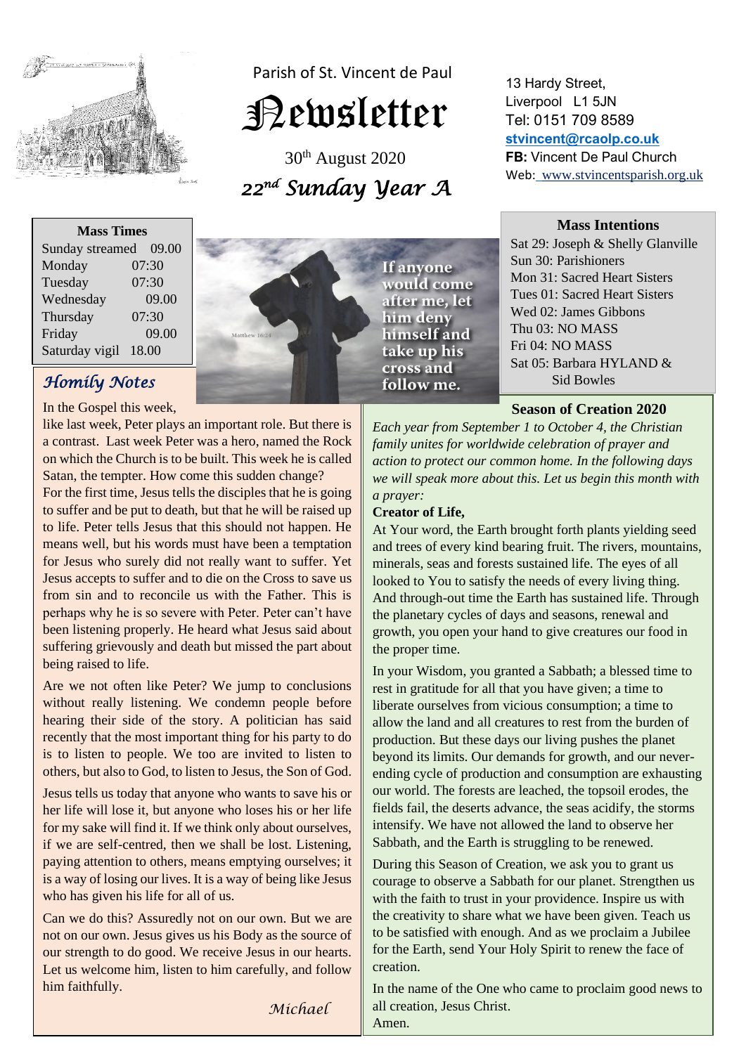Parish of St. Vincent de Paul

# Newsletter

30th August 2020

*22nd Sunday Year A*

13 Hardy Street,
Liverpool L1 5JN
Tel: 0151 709 8589
**stvincent@rcaolp.co.uk**
**FB:** Vincent De Paul Church
Web: www.stvincentsparish.org.uk

| Mass Times | |
|---|---|
| Sunday streamed | 09.00 |
| Monday | 07:30 |
| Tuesday | 07:30 |
| Wednesday | 09.00 |
| Thursday | 07:30 |
| Friday | 09.00 |
| Saturday vigil | 18.00 |

If anyone would come after me, let him deny himself and take up his cross and follow me.
Matthew 16:24

**Mass Intentions**

Sat 29: Joseph & Shelly Glanville
Sun 30: Parishioners
Mon 31: Sacred Heart Sisters
Tues 01: Sacred Heart Sisters
Wed 02: James Gibbons
Thu 03: NO MASS
Fri 04: NO MASS
Sat 05: Barbara HYLAND & Sid Bowles

## *Homily Notes*

In the Gospel this week, like last week, Peter plays an important role. But there is a contrast. Last week Peter was a hero, named the Rock on which the Church is to be built. This week he is called Satan, the tempter. How come this sudden change?

For the first time, Jesus tells the disciples that he is going to suffer and be put to death, but that he will be raised up to life. Peter tells Jesus that this should not happen. He means well, but his words must have been a temptation for Jesus who surely did not really want to suffer. Yet Jesus accepts to suffer and to die on the Cross to save us from sin and to reconcile us with the Father. This is perhaps why he is so severe with Peter. Peter can't have been listening properly. He heard what Jesus said about suffering grievously and death but missed the part about being raised to life.

Are we not often like Peter? We jump to conclusions without really listening. We condemn people before hearing their side of the story. A politician has said recently that the most important thing for his party to do is to listen to people. We too are invited to listen to others, but also to God, to listen to Jesus, the Son of God.

Jesus tells us today that anyone who wants to save his or her life will lose it, but anyone who loses his or her life for my sake will find it. If we think only about ourselves, if we are self-centred, then we shall be lost. Listening, paying attention to others, means emptying ourselves; it is a way of losing our lives. It is a way of being like Jesus who has given his life for all of us.

Can we do this? Assuredly not on our own. But we are not on our own. Jesus gives us his Body as the source of our strength to do good. We receive Jesus in our hearts. Let us welcome him, listen to him carefully, and follow him faithfully.

*Michael*

## Season of Creation 2020

*Each year from September 1 to October 4, the Christian family unites for worldwide celebration of prayer and action to protect our common home. In the following days we will speak more about this. Let us begin this month with a prayer:*

**Creator of Life,**

At Your word, the Earth brought forth plants yielding seed and trees of every kind bearing fruit. The rivers, mountains, minerals, seas and forests sustained life. The eyes of all looked to You to satisfy the needs of every living thing. And through-out time the Earth has sustained life. Through the planetary cycles of days and seasons, renewal and growth, you open your hand to give creatures our food in the proper time.

In your Wisdom, you granted a Sabbath; a blessed time to rest in gratitude for all that you have given; a time to liberate ourselves from vicious consumption; a time to allow the land and all creatures to rest from the burden of production. But these days our living pushes the planet beyond its limits. Our demands for growth, and our never-ending cycle of production and consumption are exhausting our world. The forests are leached, the topsoil erodes, the fields fail, the deserts advance, the seas acidify, the storms intensify. We have not allowed the land to observe her Sabbath, and the Earth is struggling to be renewed.

During this Season of Creation, we ask you to grant us courage to observe a Sabbath for our planet. Strengthen us with the faith to trust in your providence. Inspire us with the creativity to share what we have been given. Teach us to be satisfied with enough. And as we proclaim a Jubilee for the Earth, send Your Holy Spirit to renew the face of creation.

In the name of the One who came to proclaim good news to all creation, Jesus Christ.
Amen.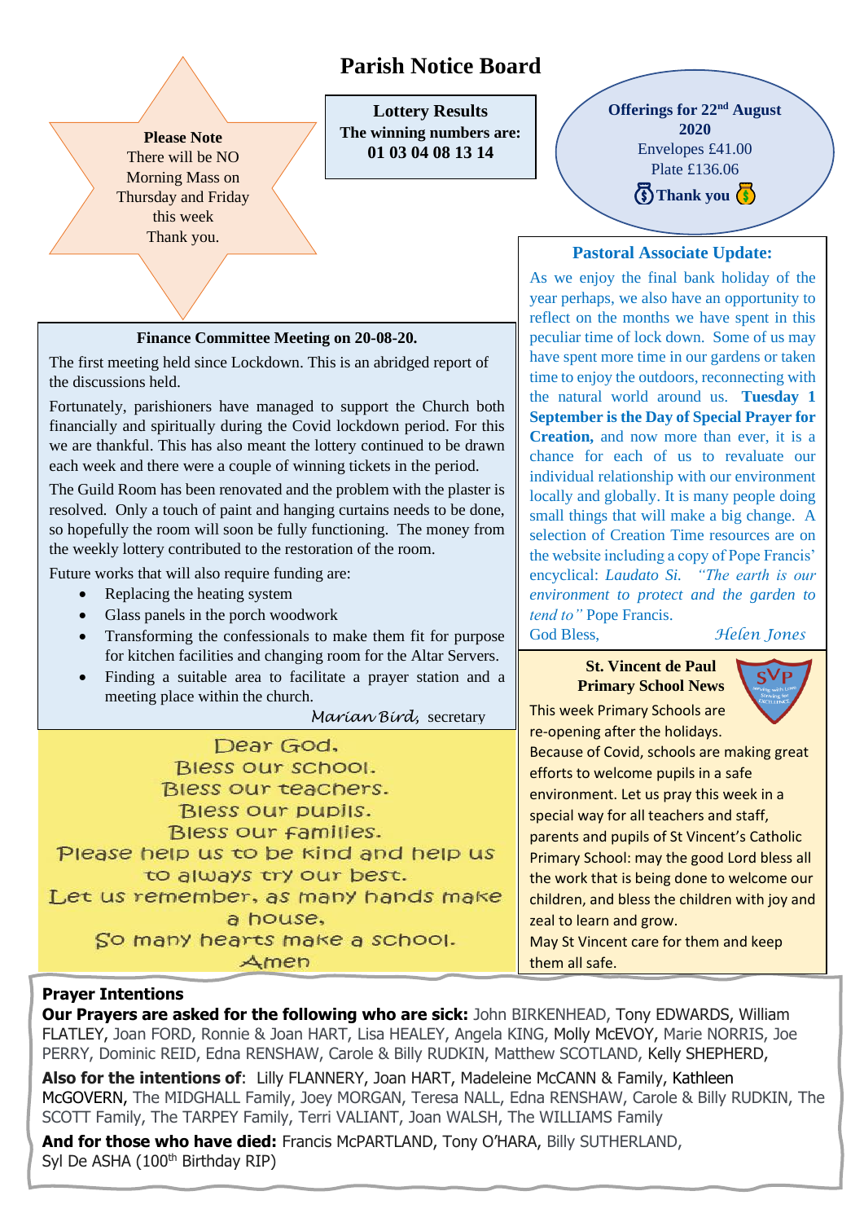# Parish Notice Board

**Please Note**
There will be NO Morning Mass on Thursday and Friday this week
Thank you.

**Lottery Results**
**The winning numbers are:**
**01 03 04 08 13 14**

**Offerings for 22nd August 2020**
Envelopes £41.00
Plate £136.06
**Thank you**

## Finance Committee Meeting on 20-08-20.

The first meeting held since Lockdown. This is an abridged report of the discussions held.

Fortunately, parishioners have managed to support the Church both financially and spiritually during the Covid lockdown period. For this we are thankful. This has also meant the lottery continued to be drawn each week and there were a couple of winning tickets in the period.

The Guild Room has been renovated and the problem with the plaster is resolved. Only a touch of paint and hanging curtains needs to be done, so hopefully the room will soon be fully functioning. The money from the weekly lottery contributed to the restoration of the room.

Future works that will also require funding are:

- Replacing the heating system
- Glass panels in the porch woodwork
- Transforming the confessionals to make them fit for purpose for kitchen facilities and changing room for the Altar Servers.
- Finding a suitable area to facilitate a prayer station and a meeting place within the church.

*Marian Bird*, secretary

## Pastoral Associate Update:

As we enjoy the final bank holiday of the year perhaps, we also have an opportunity to reflect on the months we have spent in this peculiar time of lock down. Some of us may have spent more time in our gardens or taken time to enjoy the outdoors, reconnecting with the natural world around us. **Tuesday 1 September is the Day of Special Prayer for Creation,** and now more than ever, it is a chance for each of us to revaluate our individual relationship with our environment locally and globally. It is many people doing small things that will make a big change. A selection of Creation Time resources are on the website including a copy of Pope Francis' encyclical: *Laudato Si. "The earth is our environment to protect and the garden to tend to"* Pope Francis.

God Bless, *Helen Jones*

Dear God,
Bless our school.
Bless our teachers.
Bless our pupils.
Bless our families.
Please help us to be kind and help us to always try our best.
Let us remember, as many hands make a house,
So many hearts make a school.
Amen

## St. Vincent de Paul Primary School News

This week Primary Schools are re-opening after the holidays.
Because of Covid, schools are making great efforts to welcome pupils in a safe environment. Let us pray this week in a special way for all teachers and staff, parents and pupils of St Vincent's Catholic Primary School: may the good Lord bless all the work that is being done to welcome our children, and bless the children with joy and zeal to learn and grow.
May St Vincent care for them and keep them all safe.

## Prayer Intentions

**Our Prayers are asked for the following who are sick:** John BIRKENHEAD, Tony EDWARDS, William FLATLEY, Joan FORD, Ronnie & Joan HART, Lisa HEALEY, Angela KING, Molly McEVOY, Marie NORRIS, Joe PERRY, Dominic REID, Edna RENSHAW, Carole & Billy RUDKIN, Matthew SCOTLAND, Kelly SHEPHERD,

**Also for the intentions of**: Lilly FLANNERY, Joan HART, Madeleine McCANN & Family, Kathleen McGOVERN, The MIDGHALL Family, Joey MORGAN, Teresa NALL, Edna RENSHAW, Carole & Billy RUDKIN, The SCOTT Family, The TARPEY Family, Terri VALIANT, Joan WALSH, The WILLIAMS Family

**And for those who have died:** Francis McPARTLAND, Tony O'HARA, Billy SUTHERLAND, Syl De ASHA (100th Birthday RIP)